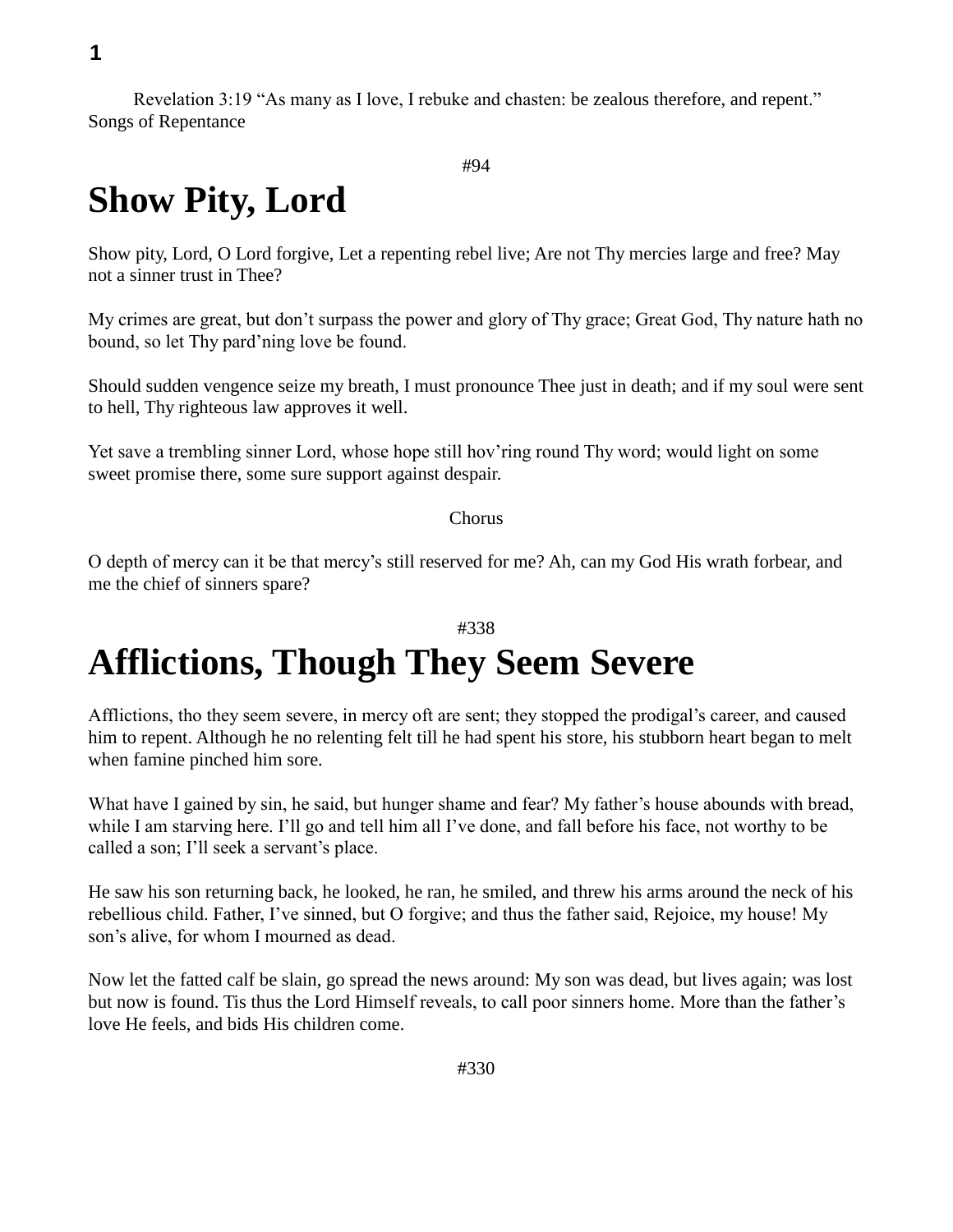Revelation 3:19 “As many as I love, I rebuke and chasten: be zealous therefore, and repent.”
Songs of Repentance

#94

# Show Pity, Lord

Show pity, Lord, O Lord forgive, Let a repenting rebel live; Are not Thy mercies large and free? May not a sinner trust in Thee?

My crimes are great, but don’t surpass the power and glory of Thy grace; Great God, Thy nature hath no bound, so let Thy pard’ning love be found.

Should sudden vengence seize my breath, I must pronounce Thee just in death; and if my soul were sent to hell, Thy righteous law approves it well.

Yet save a trembling sinner Lord, whose hope still hov’ring round Thy word; would light on some sweet promise there, some sure support against despair.

Chorus

O depth of mercy can it be that mercy’s still reserved for me? Ah, can my God His wrath forbear, and me the chief of sinners spare?

#338

# Afflictions, Though They Seem Severe

Afflictions, tho they seem severe, in mercy oft are sent; they stopped the prodigal’s career, and caused him to repent. Although he no relenting felt till he had spent his store, his stubborn heart began to melt when famine pinched him sore.

What have I gained by sin, he said, but hunger shame and fear? My father’s house abounds with bread, while I am starving here. I’ll go and tell him all I’ve done, and fall before his face, not worthy to be called a son; I’ll seek a servant’s place.

He saw his son returning back, he looked, he ran, he smiled, and threw his arms around the neck of his rebellious child. Father, I’ve sinned, but O forgive; and thus the father said, Rejoice, my house! My son’s alive, for whom I mourned as dead.

Now let the fatted calf be slain, go spread the news around: My son was dead, but lives again; was lost but now is found. Tis thus the Lord Himself reveals, to call poor sinners home. More than the father’s love He feels, and bids His children come.

#330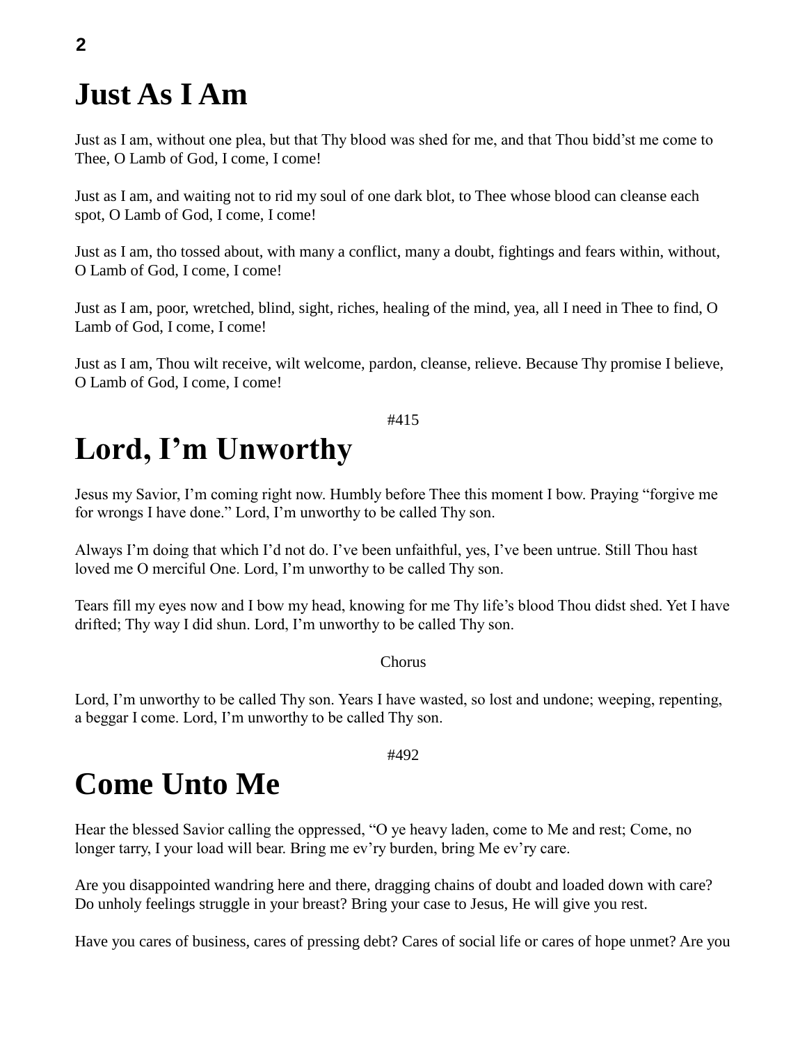# Just As I Am

Just as I am, without one plea, but that Thy blood was shed for me, and that Thou bidd'st me come to Thee, O Lamb of God, I come, I come!

Just as I am, and waiting not to rid my soul of one dark blot, to Thee whose blood can cleanse each spot, O Lamb of God, I come, I come!

Just as I am, tho tossed about, with many a conflict, many a doubt, fightings and fears within, without, O Lamb of God, I come, I come!

Just as I am, poor, wretched, blind, sight, riches, healing of the mind, yea, all I need in Thee to find, O Lamb of God, I come, I come!

Just as I am, Thou wilt receive, wilt welcome, pardon, cleanse, relieve. Because Thy promise I believe, O Lamb of God, I come, I come!

#415

# Lord, I'm Unworthy

Jesus my Savior, I'm coming right now. Humbly before Thee this moment I bow. Praying "forgive me for wrongs I have done." Lord, I'm unworthy to be called Thy son.

Always I'm doing that which I'd not do. I've been unfaithful, yes, I've been untrue. Still Thou hast loved me O merciful One. Lord, I'm unworthy to be called Thy son.

Tears fill my eyes now and I bow my head, knowing for me Thy life's blood Thou didst shed. Yet I have drifted; Thy way I did shun. Lord, I'm unworthy to be called Thy son.

Chorus

Lord, I'm unworthy to be called Thy son. Years I have wasted, so lost and undone; weeping, repenting, a beggar I come. Lord, I'm unworthy to be called Thy son.

#492

# Come Unto Me

Hear the blessed Savior calling the oppressed, "O ye heavy laden, come to Me and rest; Come, no longer tarry, I your load will bear. Bring me ev'ry burden, bring Me ev'ry care.

Are you disappointed wandring here and there, dragging chains of doubt and loaded down with care? Do unholy feelings struggle in your breast? Bring your case to Jesus, He will give you rest.

Have you cares of business, cares of pressing debt? Cares of social life or cares of hope unmet? Are you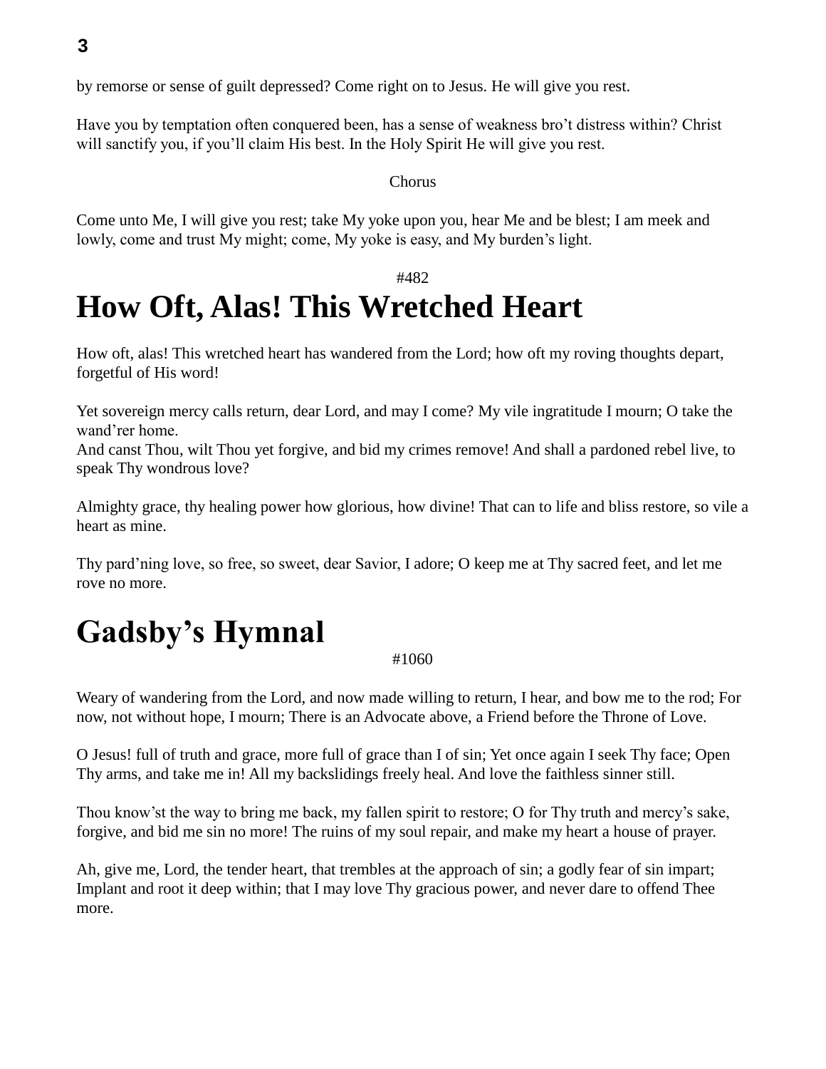by remorse or sense of guilt depressed? Come right on to Jesus. He will give you rest.

Have you by temptation often conquered been, has a sense of weakness bro't distress within? Christ will sanctify you, if you'll claim His best. In the Holy Spirit He will give you rest.

Chorus

Come unto Me, I will give you rest; take My yoke upon you, hear Me and be blest; I am meek and lowly, come and trust My might; come, My yoke is easy, and My burden's light.

#482

# How Oft, Alas! This Wretched Heart

How oft, alas! This wretched heart has wandered from the Lord; how oft my roving thoughts depart, forgetful of His word!

Yet sovereign mercy calls return, dear Lord, and may I come? My vile ingratitude I mourn; O take the wand'rer home.
And canst Thou, wilt Thou yet forgive, and bid my crimes remove! And shall a pardoned rebel live, to speak Thy wondrous love?

Almighty grace, thy healing power how glorious, how divine! That can to life and bliss restore, so vile a heart as mine.

Thy pard'ning love, so free, so sweet, dear Savior, I adore; O keep me at Thy sacred feet, and let me rove no more.

# Gadsby's Hymnal

#1060

Weary of wandering from the Lord, and now made willing to return, I hear, and bow me to the rod; For now, not without hope, I mourn; There is an Advocate above, a Friend before the Throne of Love.

O Jesus! full of truth and grace, more full of grace than I of sin; Yet once again I seek Thy face; Open Thy arms, and take me in! All my backslidings freely heal. And love the faithless sinner still.

Thou know'st the way to bring me back, my fallen spirit to restore; O for Thy truth and mercy's sake, forgive, and bid me sin no more! The ruins of my soul repair, and make my heart a house of prayer.

Ah, give me, Lord, the tender heart, that trembles at the approach of sin; a godly fear of sin impart; Implant and root it deep within; that I may love Thy gracious power, and never dare to offend Thee more.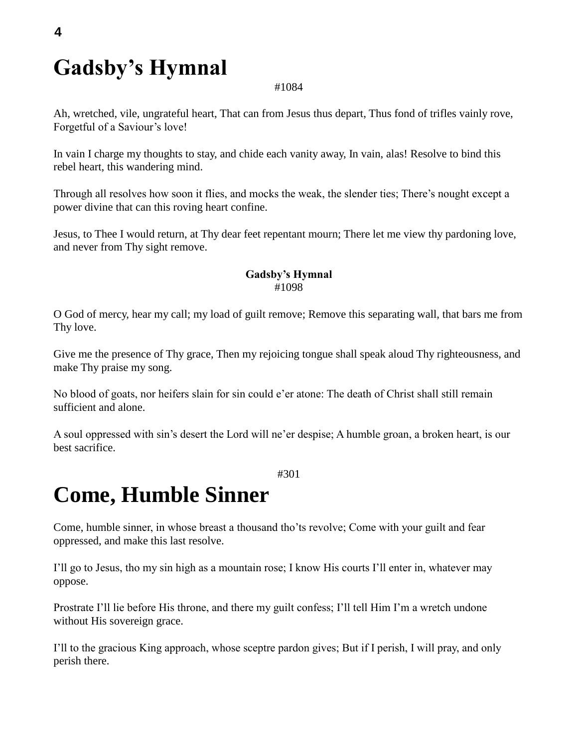# Gadsby’s Hymnal

#1084

Ah, wretched, vile, ungrateful heart, That can from Jesus thus depart, Thus fond of trifles vainly rove, Forgetful of a Saviour’s love!

In vain I charge my thoughts to stay, and chide each vanity away, In vain, alas! Resolve to bind this rebel heart, this wandering mind.

Through all resolves how soon it flies, and mocks the weak, the slender ties; There’s nought except a power divine that can this roving heart confine.

Jesus, to Thee I would return, at Thy dear feet repentant mourn; There let me view thy pardoning love, and never from Thy sight remove.

**Gadsby’s Hymnal**
#1098

O God of mercy, hear my call; my load of guilt remove; Remove this separating wall, that bars me from Thy love.

Give me the presence of Thy grace, Then my rejoicing tongue shall speak aloud Thy righteousness, and make Thy praise my song.

No blood of goats, nor heifers slain for sin could e’er atone: The death of Christ shall still remain sufficient and alone.

A soul oppressed with sin’s desert the Lord will ne’er despise; A humble groan, a broken heart, is our best sacrifice.

#301

# Come, Humble Sinner

Come, humble sinner, in whose breast a thousand tho’ts revolve; Come with your guilt and fear oppressed, and make this last resolve.

I’ll go to Jesus, tho my sin high as a mountain rose; I know His courts I’ll enter in, whatever may oppose.

Prostrate I’ll lie before His throne, and there my guilt confess; I’ll tell Him I’m a wretch undone without His sovereign grace.

I’ll to the gracious King approach, whose sceptre pardon gives; But if I perish, I will pray, and only perish there.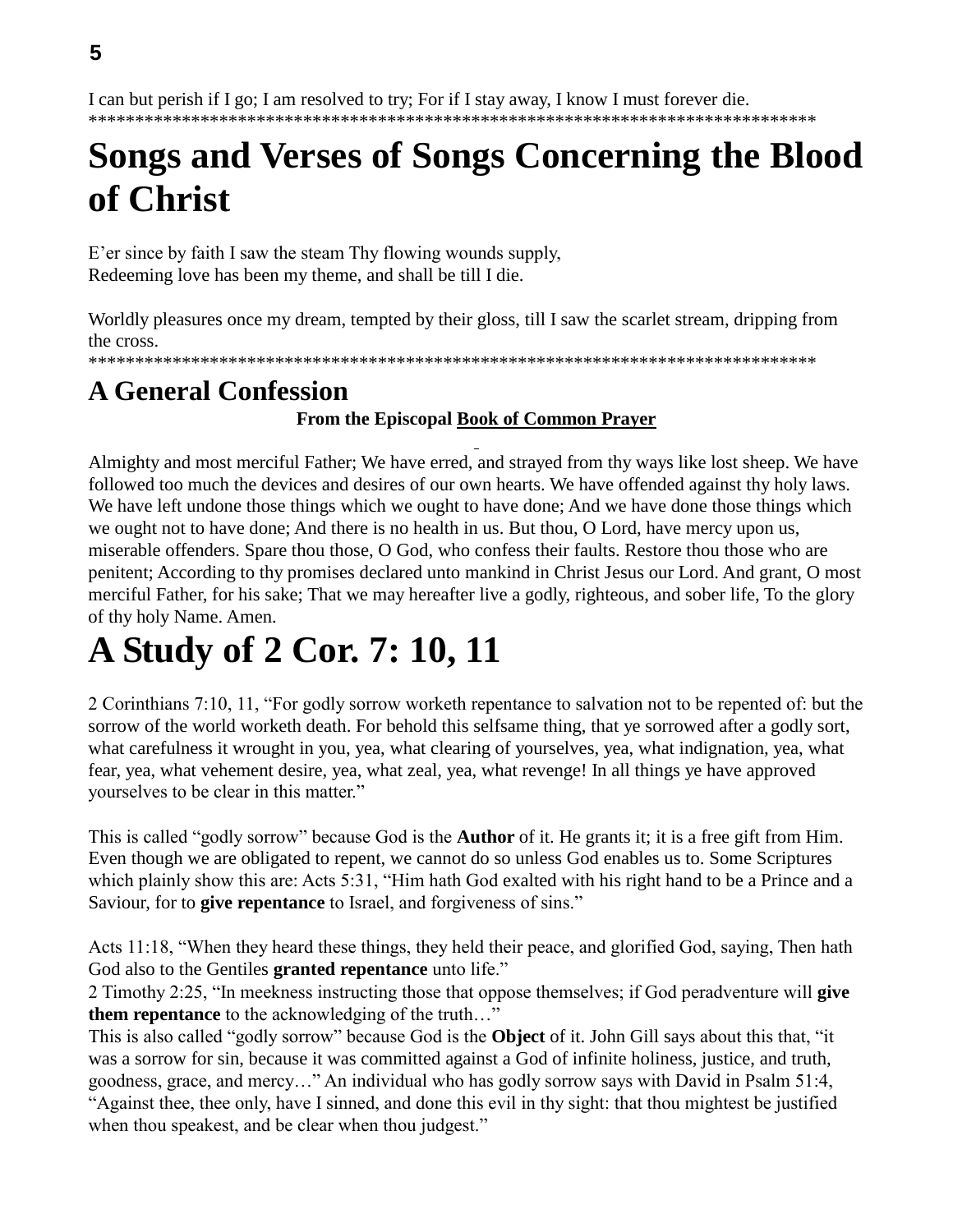I can but perish if I go; I am resolved to try; For if I stay away, I know I must forever die.
********************************************************************************

# Songs and Verses of Songs Concerning the Blood of Christ

E'er since by faith I saw the steam Thy flowing wounds supply,
Redeeming love has been my theme, and shall be till I die.

Worldly pleasures once my dream, tempted by their gloss, till I saw the scarlet stream, dripping from the cross.
********************************************************************************

## A General Confession

**From the Episcopal Book of Common Prayer**

Almighty and most merciful Father; We have erred, and strayed from thy ways like lost sheep. We have followed too much the devices and desires of our own hearts. We have offended against thy holy laws. We have left undone those things which we ought to have done; And we have done those things which we ought not to have done; And there is no health in us. But thou, O Lord, have mercy upon us, miserable offenders. Spare thou those, O God, who confess their faults. Restore thou those who are penitent; According to thy promises declared unto mankind in Christ Jesus our Lord. And grant, O most merciful Father, for his sake; That we may hereafter live a godly, righteous, and sober life, To the glory of thy holy Name. Amen.

# A Study of 2 Cor. 7: 10, 11

2 Corinthians 7:10, 11, "For godly sorrow worketh repentance to salvation not to be repented of: but the sorrow of the world worketh death. For behold this selfsame thing, that ye sorrowed after a godly sort, what carefulness it wrought in you, yea, what clearing of yourselves, yea, what indignation, yea, what fear, yea, what vehement desire, yea, what zeal, yea, what revenge! In all things ye have approved yourselves to be clear in this matter."

This is called "godly sorrow" because God is the **Author** of it. He grants it; it is a free gift from Him. Even though we are obligated to repent, we cannot do so unless God enables us to. Some Scriptures which plainly show this are: Acts 5:31, "Him hath God exalted with his right hand to be a Prince and a Saviour, for to **give repentance** to Israel, and forgiveness of sins."

Acts 11:18, "When they heard these things, they held their peace, and glorified God, saying, Then hath God also to the Gentiles **granted repentance** unto life."
2 Timothy 2:25, "In meekness instructing those that oppose themselves; if God peradventure will **give them repentance** to the acknowledging of the truth…"
This is also called "godly sorrow" because God is the **Object** of it. John Gill says about this that, "it was a sorrow for sin, because it was committed against a God of infinite holiness, justice, and truth, goodness, grace, and mercy…" An individual who has godly sorrow says with David in Psalm 51:4, "Against thee, thee only, have I sinned, and done this evil in thy sight: that thou mightest be justified when thou speakest, and be clear when thou judgest."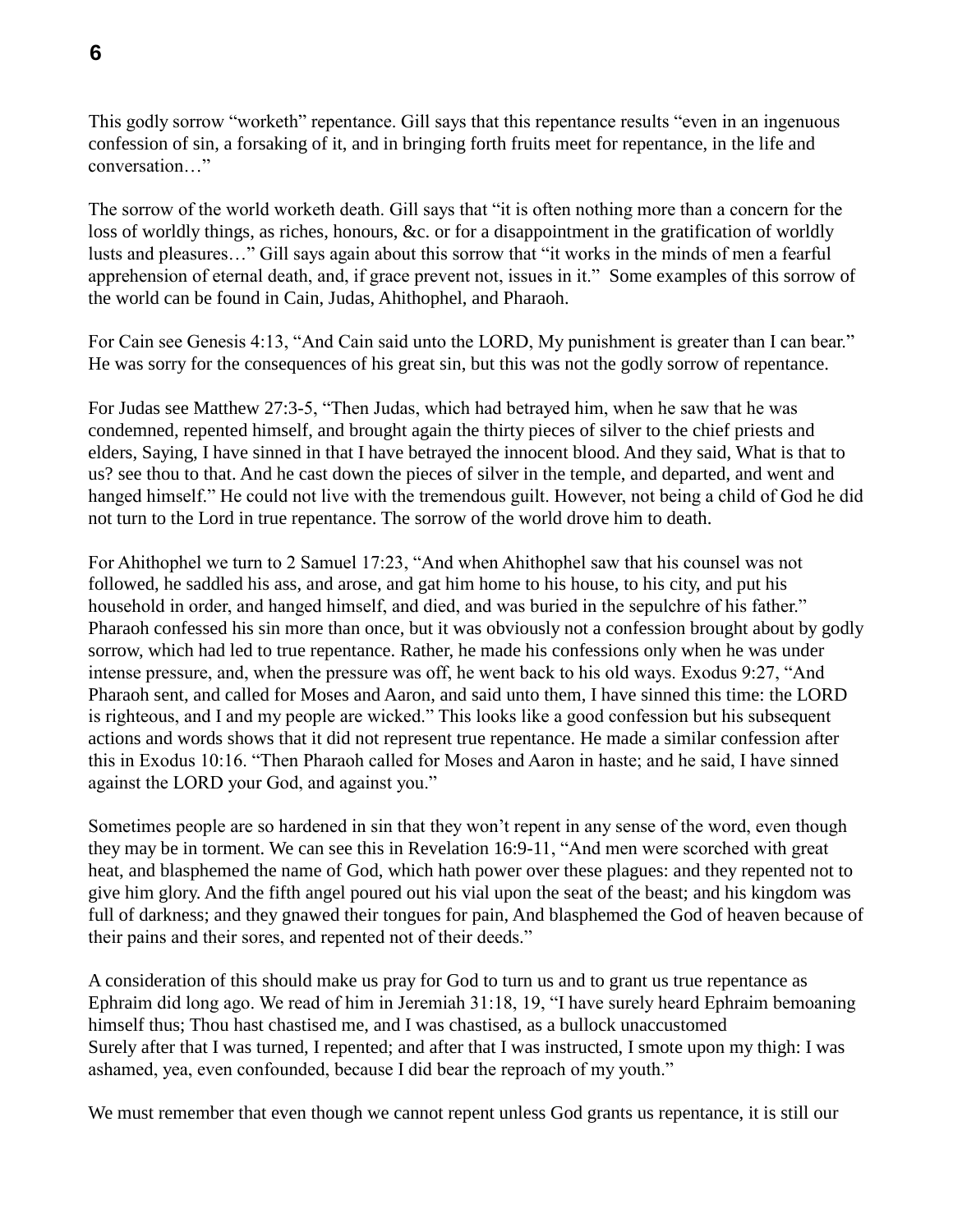This godly sorrow "worketh" repentance. Gill says that this repentance results "even in an ingenuous confession of sin, a forsaking of it, and in bringing forth fruits meet for repentance, in the life and conversation…"

The sorrow of the world worketh death. Gill says that "it is often nothing more than a concern for the loss of worldly things, as riches, honours, &c. or for a disappointment in the gratification of worldly lusts and pleasures…" Gill says again about this sorrow that "it works in the minds of men a fearful apprehension of eternal death, and, if grace prevent not, issues in it." Some examples of this sorrow of the world can be found in Cain, Judas, Ahithophel, and Pharaoh.

For Cain see Genesis 4:13, "And Cain said unto the LORD, My punishment is greater than I can bear." He was sorry for the consequences of his great sin, but this was not the godly sorrow of repentance.

For Judas see Matthew 27:3-5, "Then Judas, which had betrayed him, when he saw that he was condemned, repented himself, and brought again the thirty pieces of silver to the chief priests and elders, Saying, I have sinned in that I have betrayed the innocent blood. And they said, What is that to us? see thou to that. And he cast down the pieces of silver in the temple, and departed, and went and hanged himself." He could not live with the tremendous guilt. However, not being a child of God he did not turn to the Lord in true repentance. The sorrow of the world drove him to death.

For Ahithophel we turn to 2 Samuel 17:23, "And when Ahithophel saw that his counsel was not followed, he saddled his ass, and arose, and gat him home to his house, to his city, and put his household in order, and hanged himself, and died, and was buried in the sepulchre of his father." Pharaoh confessed his sin more than once, but it was obviously not a confession brought about by godly sorrow, which had led to true repentance. Rather, he made his confessions only when he was under intense pressure, and, when the pressure was off, he went back to his old ways. Exodus 9:27, "And Pharaoh sent, and called for Moses and Aaron, and said unto them, I have sinned this time: the LORD is righteous, and I and my people are wicked." This looks like a good confession but his subsequent actions and words shows that it did not represent true repentance. He made a similar confession after this in Exodus 10:16. "Then Pharaoh called for Moses and Aaron in haste; and he said, I have sinned against the LORD your God, and against you."

Sometimes people are so hardened in sin that they won't repent in any sense of the word, even though they may be in torment. We can see this in Revelation 16:9-11, "And men were scorched with great heat, and blasphemed the name of God, which hath power over these plagues: and they repented not to give him glory. And the fifth angel poured out his vial upon the seat of the beast; and his kingdom was full of darkness; and they gnawed their tongues for pain, And blasphemed the God of heaven because of their pains and their sores, and repented not of their deeds."

A consideration of this should make us pray for God to turn us and to grant us true repentance as Ephraim did long ago. We read of him in Jeremiah 31:18, 19, "I have surely heard Ephraim bemoaning himself thus; Thou hast chastised me, and I was chastised, as a bullock unaccustomed
Surely after that I was turned, I repented; and after that I was instructed, I smote upon my thigh: I was ashamed, yea, even confounded, because I did bear the reproach of my youth."

We must remember that even though we cannot repent unless God grants us repentance, it is still our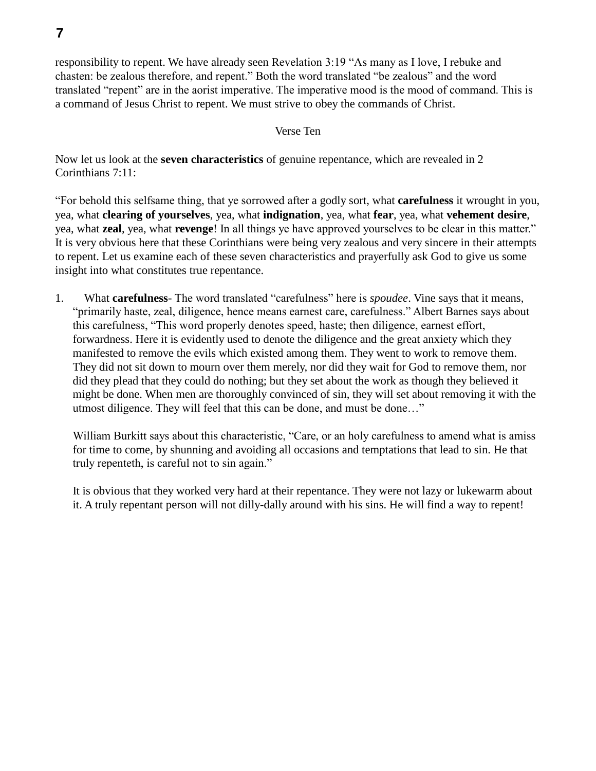responsibility to repent. We have already seen Revelation 3:19 “As many as I love, I rebuke and chasten: be zealous therefore, and repent.” Both the word translated “be zealous” and the word translated “repent” are in the aorist imperative. The imperative mood is the mood of command. This is a command of Jesus Christ to repent. We must strive to obey the commands of Christ.

Verse Ten

Now let us look at the **seven characteristics** of genuine repentance, which are revealed in 2 Corinthians 7:11:

“For behold this selfsame thing, that ye sorrowed after a godly sort, what **carefulness** it wrought in you, yea, what **clearing of yourselves**, yea, what **indignation**, yea, what **fear**, yea, what **vehement desire**, yea, what **zeal**, yea, what **revenge**! In all things ye have approved yourselves to be clear in this matter.” It is very obvious here that these Corinthians were being very zealous and very sincere in their attempts to repent. Let us examine each of these seven characteristics and prayerfully ask God to give us some insight into what constitutes true repentance.

1. What **carefulness**- The word translated “carefulness” here is *spoudee*. Vine says that it means, “primarily haste, zeal, diligence, hence means earnest care, carefulness.” Albert Barnes says about this carefulness, “This word properly denotes speed, haste; then diligence, earnest effort, forwardness. Here it is evidently used to denote the diligence and the great anxiety which they manifested to remove the evils which existed among them. They went to work to remove them. They did not sit down to mourn over them merely, nor did they wait for God to remove them, nor did they plead that they could do nothing; but they set about the work as though they believed it might be done. When men are thoroughly convinced of sin, they will set about removing it with the utmost diligence. They will feel that this can be done, and must be done…”

   William Burkitt says about this characteristic, “Care, or an holy carefulness to amend what is amiss for time to come, by shunning and avoiding all occasions and temptations that lead to sin. He that truly repenteth, is careful not to sin again.”

   It is obvious that they worked very hard at their repentance. They were not lazy or lukewarm about it. A truly repentant person will not dilly-dally around with his sins. He will find a way to repent!